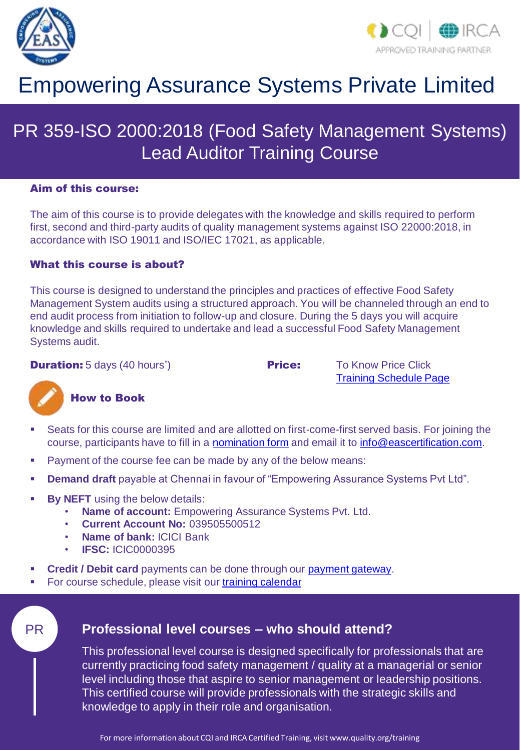# Empowering Assurance Systems Private Limited

## PR 359-ISO 2000:2018 (Food Safety Management Systems) Lead Auditor Training Course

**Aim of this course:**

The aim of this course is to provide delegates with the knowledge and skills required to perform first, second and third-party audits of quality management systems against ISO 22000:2018, in accordance with ISO 19011 and ISO/IEC 17021, as applicable.

**What this course is about?**

This course is designed to understand the principles and practices of effective Food Safety Management System audits using a structured approach. You will be channeled through an end to end audit process from initiation to follow-up and closure. During the 5 days you will acquire knowledge and skills required to undertake and lead a successful Food Safety Management Systems audit.

**Duration:** 5 days (40 hours*)

**Price:** To Know Price Click Training Schedule Page

**How to Book**

- Seats for this course are limited and are allotted on first-come-first served basis. For joining the course, participants have to fill in a nomination form and email it to info@eascertification.com.
- Payment of the course fee can be made by any of the below means:
- **Demand draft** payable at Chennai in favour of "Empowering Assurance Systems Pvt Ltd".
- **By NEFT** using the below details:
  - **Name of account:** Empowering Assurance Systems Pvt. Ltd.
  - **Current Account No:** 039505500512
  - **Name of bank:** ICICI Bank
  - **IFSC:** ICIC0000395
- **Credit / Debit card** payments can be done through our payment gateway.
- For course schedule, please visit our training calendar

PR

### Professional level courses – who should attend?

This professional level course is designed specifically for professionals that are currently practicing food safety management / quality at a managerial or senior level including those that aspire to senior management or leadership positions. This certified course will provide professionals with the strategic skills and knowledge to apply in their role and organisation.

For more information about CQI and IRCA Certified Training, visit www.quality.org/training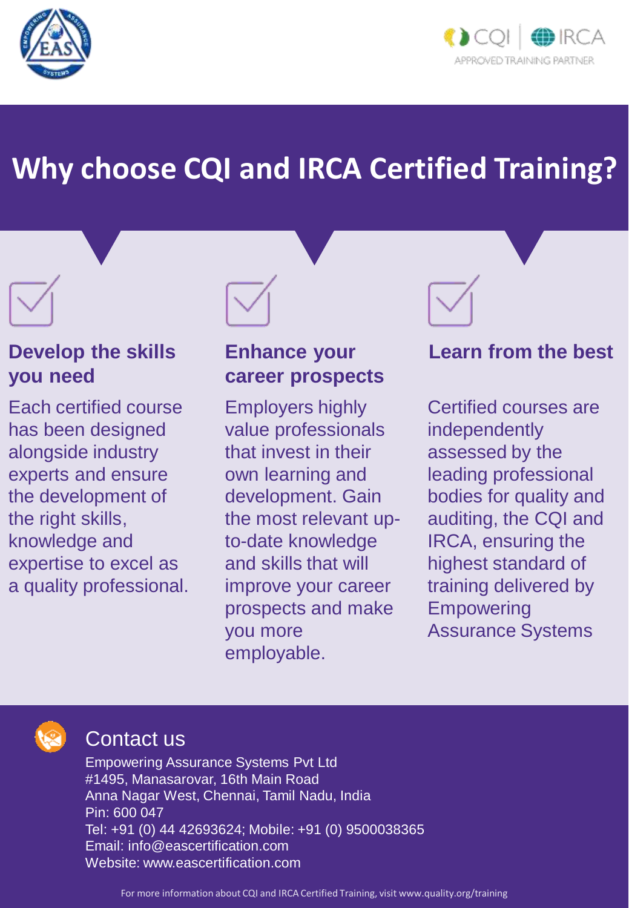APPROVED TRAINING PARTNER

# Why choose CQI and IRCA Certified Training?

### Develop the skills you need

Each certified course has been designed alongside industry experts and ensure the development of the right skills, knowledge and expertise to excel as a quality professional.

### Enhance your career prospects

Employers highly value professionals that invest in their own learning and development. Gain the most relevant up-to-date knowledge and skills that will improve your career prospects and make you more employable.

### Learn from the best

Certified courses are independently assessed by the leading professional bodies for quality and auditing, the CQI and IRCA, ensuring the highest standard of training delivered by Empowering Assurance Systems

## Contact us

Empowering Assurance Systems Pvt Ltd
#1495, Manasarovar, 16th Main Road
Anna Nagar West, Chennai, Tamil Nadu, India
Pin: 600 047
Tel: +91 (0) 44 42693624; Mobile: +91 (0) 9500038365
Email: info@eascertification.com
Website: www.eascertification.com

For more information about CQI and IRCA Certified Training, visit www.quality.org/training